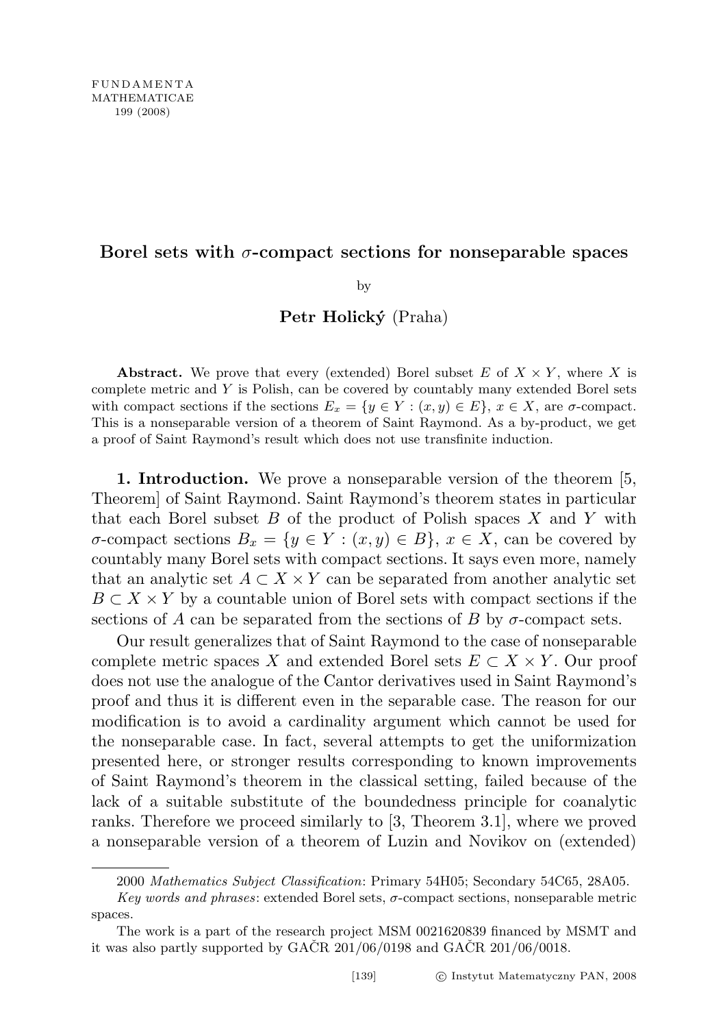# Borel sets with $\sigma$-compact sections for nonseparable spaces

by

**Petr Holický** (Praha)

**Abstract.** We prove that every (extended) Borel subset $E$ of $X \times Y$, where $X$ is complete metric and $Y$ is Polish, can be covered by countably many extended Borel sets with compact sections if the sections $E_x = \{y \in Y : (x, y) \in E\}$, $x \in X$, are $\sigma$-compact. This is a nonseparable version of a theorem of Saint Raymond. As a by-product, we get a proof of Saint Raymond's result which does not use transfinite induction.

**1. Introduction.** We prove a nonseparable version of the theorem [5, Theorem] of Saint Raymond. Saint Raymond's theorem states in particular that each Borel subset $B$ of the product of Polish spaces $X$ and $Y$ with $\sigma$-compact sections $B_x = \{y \in Y : (x, y) \in B\}$, $x \in X$, can be covered by countably many Borel sets with compact sections. It says even more, namely that an analytic set $A \subset X \times Y$ can be separated from another analytic set $B \subset X \times Y$ by a countable union of Borel sets with compact sections if the sections of $A$ can be separated from the sections of $B$ by $\sigma$-compact sets.

Our result generalizes that of Saint Raymond to the case of nonseparable complete metric spaces $X$ and extended Borel sets $E \subset X \times Y$. Our proof does not use the analogue of the Cantor derivatives used in Saint Raymond's proof and thus it is different even in the separable case. The reason for our modification is to avoid a cardinality argument which cannot be used for the nonseparable case. In fact, several attempts to get the uniformization presented here, or stronger results corresponding to known improvements of Saint Raymond's theorem in the classical setting, failed because of the lack of a suitable substitute of the boundedness principle for coanalytic ranks. Therefore we proceed similarly to [3, Theorem 3.1], where we proved a nonseparable version of a theorem of Luzin and Novikov on (extended)

---

2000 *Mathematics Subject Classification*: Primary 54H05; Secondary 54C65, 28A05.

*Key words and phrases*: extended Borel sets, $\sigma$-compact sections, nonseparable metric spaces.

The work is a part of the research project MSM 0021620839 financed by MSMT and it was also partly supported by GAČR 201/06/0198 and GAČR 201/06/0018.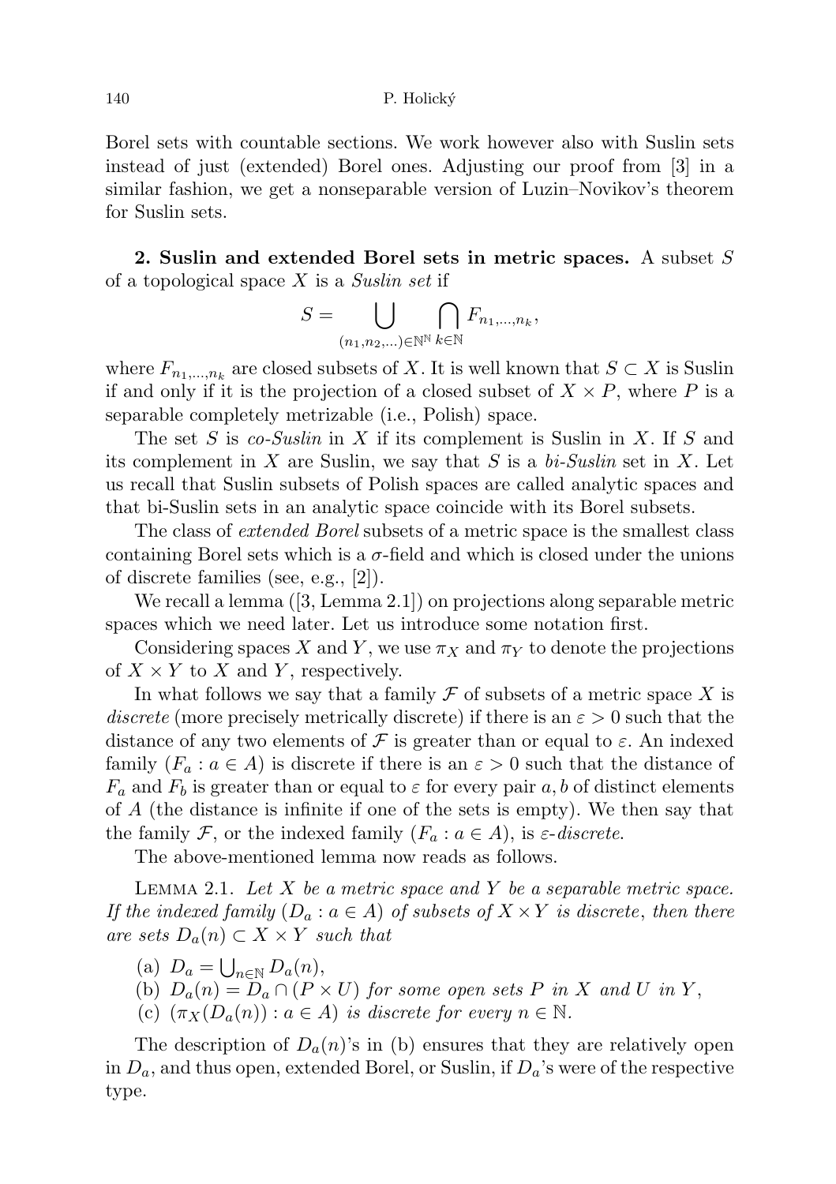Borel sets with countable sections. We work however also with Suslin sets instead of just (extended) Borel ones. Adjusting our proof from [3] in a similar fashion, we get a nonseparable version of Luzin–Novikov's theorem for Suslin sets.

**2. Suslin and extended Borel sets in metric spaces.** A subset $S$ of a topological space $X$ is a *Suslin set* if

$$S = \bigcup_{(n_1,n_2,\dots)\in\mathbb{N}^{\mathbb{N}}} \bigcap_{k\in\mathbb{N}} F_{n_1,\dots,n_k},$$

where $F_{n_1,\dots,n_k}$ are closed subsets of $X$. It is well known that $S \subset X$ is Suslin if and only if it is the projection of a closed subset of $X \times P$, where $P$ is a separable completely metrizable (i.e., Polish) space.

The set $S$ is *co-Suslin* in $X$ if its complement is Suslin in $X$. If $S$ and its complement in $X$ are Suslin, we say that $S$ is a *bi-Suslin* set in $X$. Let us recall that Suslin subsets of Polish spaces are called analytic spaces and that bi-Suslin sets in an analytic space coincide with its Borel subsets.

The class of *extended Borel* subsets of a metric space is the smallest class containing Borel sets which is a $\sigma$-field and which is closed under the unions of discrete families (see, e.g., [2]).

We recall a lemma ([3, Lemma 2.1]) on projections along separable metric spaces which we need later. Let us introduce some notation first.

Considering spaces $X$ and $Y$, we use $\pi_X$ and $\pi_Y$ to denote the projections of $X \times Y$ to $X$ and $Y$, respectively.

In what follows we say that a family $\mathcal{F}$ of subsets of a metric space $X$ is *discrete* (more precisely metrically discrete) if there is an $\varepsilon > 0$ such that the distance of any two elements of $\mathcal{F}$ is greater than or equal to $\varepsilon$. An indexed family $(F_a : a \in A)$ is discrete if there is an $\varepsilon > 0$ such that the distance of $F_a$ and $F_b$ is greater than or equal to $\varepsilon$ for every pair $a, b$ of distinct elements of $A$ (the distance is infinite if one of the sets is empty). We then say that the family $\mathcal{F}$, or the indexed family $(F_a : a \in A)$, is *$\varepsilon$-discrete*.

The above-mentioned lemma now reads as follows.

Lemma 2.1. *Let $X$ be a metric space and $Y$ be a separable metric space. If the indexed family $(D_a : a \in A)$ of subsets of $X \times Y$ is discrete, then there are sets $D_a(n) \subset X \times Y$ such that*

(a) $D_a = \bigcup_{n\in\mathbb{N}} D_a(n)$,
(b) $D_a(n) = D_a \cap (P \times U)$ *for some open sets $P$ in $X$ and $U$ in $Y$,*
(c) $(\pi_X(D_a(n)) : a \in A)$ *is discrete for every $n \in \mathbb{N}$.*

The description of $D_a(n)$'s in (b) ensures that they are relatively open in $D_a$, and thus open, extended Borel, or Suslin, if $D_a$'s were of the respective type.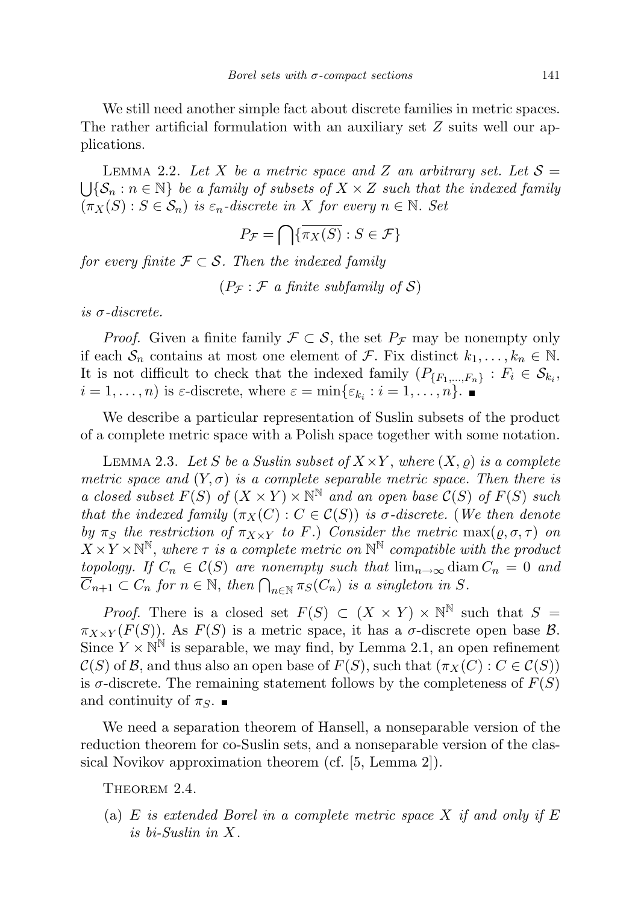We still need another simple fact about discrete families in metric spaces. The rather artificial formulation with an auxiliary set $Z$ suits well our applications.

Lemma 2.2. *Let $X$ be a metric space and $Z$ an arbitrary set. Let $\mathcal{S} = \bigcup\{\mathcal{S}_n : n \in \mathbb{N}\}$ be a family of subsets of $X \times Z$ such that the indexed family $(\pi_X(S) : S \in \mathcal{S}_n)$ is $\varepsilon_n$-discrete in $X$ for every $n \in \mathbb{N}$. Set*

$$P_{\mathcal{F}} = \bigcap\{\overline{\pi_X(S)} : S \in \mathcal{F}\}$$

*for every finite $\mathcal{F} \subset \mathcal{S}$. Then the indexed family*

$$(P_{\mathcal{F}} : \mathcal{F} \text{ a finite subfamily of } \mathcal{S})$$

*is $\sigma$-discrete.*

*Proof.* Given a finite family $\mathcal{F} \subset \mathcal{S}$, the set $P_{\mathcal{F}}$ may be nonempty only if each $\mathcal{S}_n$ contains at most one element of $\mathcal{F}$. Fix distinct $k_1, \ldots, k_n \in \mathbb{N}$. It is not difficult to check that the indexed family $(P_{\{F_1,\ldots,F_n\}} : F_i \in \mathcal{S}_{k_i}, i = 1, \ldots, n)$ is $\varepsilon$-discrete, where $\varepsilon = \min\{\varepsilon_{k_i} : i = 1, \ldots, n\}$. ■

We describe a particular representation of Suslin subsets of the product of a complete metric space with a Polish space together with some notation.

Lemma 2.3. *Let $S$ be a Suslin subset of $X \times Y$, where $(X, \varrho)$ is a complete metric space and $(Y, \sigma)$ is a complete separable metric space. Then there is a closed subset $F(S)$ of $(X \times Y) \times \mathbb{N}^{\mathbb{N}}$ and an open base $\mathcal{C}(S)$ of $F(S)$ such that the indexed family $(\pi_X(C) : C \in \mathcal{C}(S))$ is $\sigma$-discrete.* (*We then denote by $\pi_S$ the restriction of $\pi_{X\times Y}$ to $F$.*) *Consider the metric $\max(\varrho, \sigma, \tau)$ on $X \times Y \times \mathbb{N}^{\mathbb{N}}$, where $\tau$ is a complete metric on $\mathbb{N}^{\mathbb{N}}$ compatible with the product topology. If $C_n \in \mathcal{C}(S)$ are nonempty such that $\lim_{n\to\infty} \operatorname{diam} C_n = 0$ and $\overline{C}_{n+1} \subset C_n$ for $n \in \mathbb{N}$, then $\bigcap_{n\in\mathbb{N}} \pi_S(C_n)$ is a singleton in $S$.*

*Proof.* There is a closed set $F(S) \subset (X \times Y) \times \mathbb{N}^{\mathbb{N}}$ such that $S = \pi_{X\times Y}(F(S))$. As $F(S)$ is a metric space, it has a $\sigma$-discrete open base $\mathcal{B}$. Since $Y \times \mathbb{N}^{\mathbb{N}}$ is separable, we may find, by Lemma 2.1, an open refinement $\mathcal{C}(S)$ of $\mathcal{B}$, and thus also an open base of $F(S)$, such that $(\pi_X(C) : C \in \mathcal{C}(S))$ is $\sigma$-discrete. The remaining statement follows by the completeness of $F(S)$ and continuity of $\pi_S$. ■

We need a separation theorem of Hansell, a nonseparable version of the reduction theorem for co-Suslin sets, and a nonseparable version of the classical Novikov approximation theorem (cf. [5, Lemma 2]).

Theorem 2.4.

(a) *$E$ is extended Borel in a complete metric space $X$ if and only if $E$ is bi-Suslin in $X$.*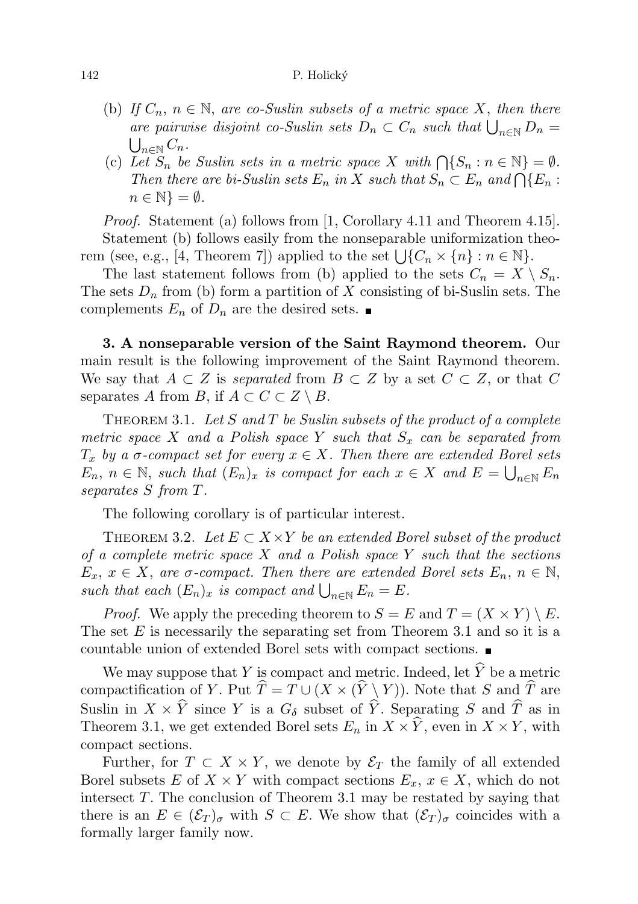(b) *If $C_n$, $n \in \mathbb{N}$, are co-Suslin subsets of a metric space $X$, then there are pairwise disjoint co-Suslin sets $D_n \subset C_n$ such that $\bigcup_{n\in\mathbb{N}} D_n = \bigcup_{n\in\mathbb{N}} C_n$.*

(c) *Let $S_n$ be Suslin sets in a metric space $X$ with $\bigcap\{S_n : n \in \mathbb{N}\} = \emptyset$. Then there are bi-Suslin sets $E_n$ in $X$ such that $S_n \subset E_n$ and $\bigcap\{E_n : n \in \mathbb{N}\} = \emptyset$.*

*Proof.* Statement (a) follows from [1, Corollary 4.11 and Theorem 4.15].

Statement (b) follows easily from the nonseparable uniformization theorem (see, e.g., [4, Theorem 7]) applied to the set $\bigcup\{C_n \times \{n\} : n \in \mathbb{N}\}$.

The last statement follows from (b) applied to the sets $C_n = X \setminus S_n$. The sets $D_n$ from (b) form a partition of $X$ consisting of bi-Suslin sets. The complements $E_n$ of $D_n$ are the desired sets. ∎

**3. A nonseparable version of the Saint Raymond theorem.** Our main result is the following improvement of the Saint Raymond theorem. We say that $A \subset Z$ is *separated* from $B \subset Z$ by a set $C \subset Z$, or that $C$ separates $A$ from $B$, if $A \subset C \subset Z \setminus B$.

THEOREM 3.1. *Let $S$ and $T$ be Suslin subsets of the product of a complete metric space $X$ and a Polish space $Y$ such that $S_x$ can be separated from $T_x$ by a $\sigma$-compact set for every $x \in X$. Then there are extended Borel sets $E_n$, $n \in \mathbb{N}$, such that $(E_n)_x$ is compact for each $x \in X$ and $E = \bigcup_{n\in\mathbb{N}} E_n$ separates $S$ from $T$.*

The following corollary is of particular interest.

THEOREM 3.2. *Let $E \subset X \times Y$ be an extended Borel subset of the product of a complete metric space $X$ and a Polish space $Y$ such that the sections $E_x$, $x \in X$, are $\sigma$-compact. Then there are extended Borel sets $E_n$, $n \in \mathbb{N}$, such that each $(E_n)_x$ is compact and $\bigcup_{n\in\mathbb{N}} E_n = E$.*

*Proof.* We apply the preceding theorem to $S = E$ and $T = (X \times Y) \setminus E$. The set $E$ is necessarily the separating set from Theorem 3.1 and so it is a countable union of extended Borel sets with compact sections. ∎

We may suppose that $Y$ is compact and metric. Indeed, let $\widehat{Y}$ be a metric compactification of $Y$. Put $\widehat{T} = T \cup (X \times (\widehat{Y} \setminus Y))$. Note that $S$ and $\widehat{T}$ are Suslin in $X \times \widehat{Y}$ since $Y$ is a $G_\delta$ subset of $\widehat{Y}$. Separating $S$ and $\widehat{T}$ as in Theorem 3.1, we get extended Borel sets $E_n$ in $X \times \widehat{Y}$, even in $X \times Y$, with compact sections.

Further, for $T \subset X \times Y$, we denote by $\mathcal{E}_T$ the family of all extended Borel subsets $E$ of $X \times Y$ with compact sections $E_x$, $x \in X$, which do not intersect $T$. The conclusion of Theorem 3.1 may be restated by saying that there is an $E \in (\mathcal{E}_T)_\sigma$ with $S \subset E$. We show that $(\mathcal{E}_T)_\sigma$ coincides with a formally larger family now.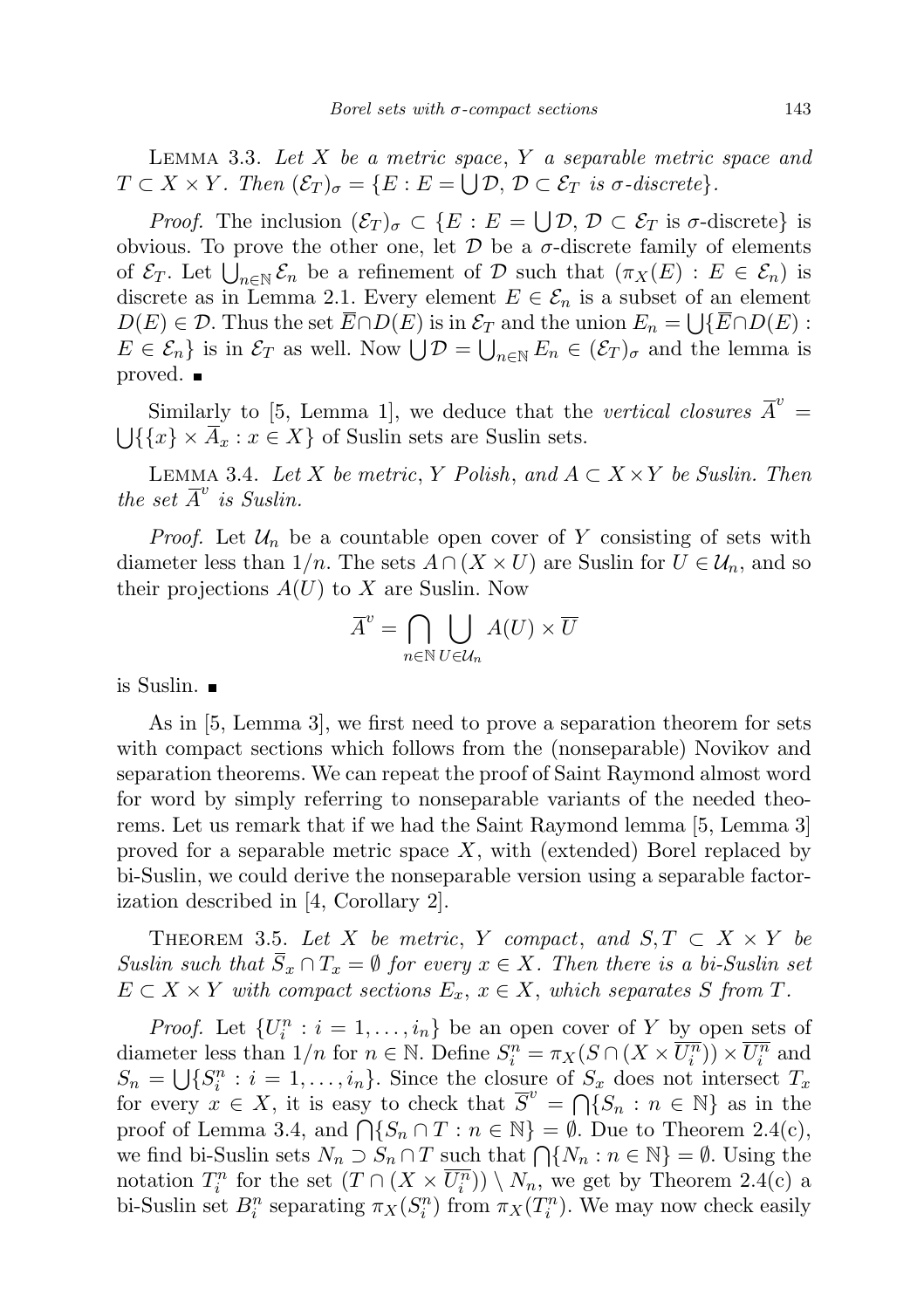Lemma 3.3. *Let $X$ be a metric space, $Y$ a separable metric space and $T \subset X \times Y$. Then $(\mathcal{E}_T)_\sigma = \{E : E = \bigcup \mathcal{D},\ \mathcal{D} \subset \mathcal{E}_T$ is $\sigma$-discrete$\}$.*

*Proof.* The inclusion $(\mathcal{E}_T)_\sigma \subset \{E : E = \bigcup \mathcal{D},\ \mathcal{D} \subset \mathcal{E}_T$ is $\sigma$-discrete$\}$ is obvious. To prove the other one, let $\mathcal{D}$ be a $\sigma$-discrete family of elements of $\mathcal{E}_T$. Let $\bigcup_{n\in\mathbb{N}} \mathcal{E}_n$ be a refinement of $\mathcal{D}$ such that $(\pi_X(E) : E \in \mathcal{E}_n)$ is discrete as in Lemma 2.1. Every element $E \in \mathcal{E}_n$ is a subset of an element $D(E) \in \mathcal{D}$. Thus the set $\overline{E} \cap D(E)$ is in $\mathcal{E}_T$ and the union $E_n = \bigcup\{\overline{E} \cap D(E) : E \in \mathcal{E}_n\}$ is in $\mathcal{E}_T$ as well. Now $\bigcup \mathcal{D} = \bigcup_{n\in\mathbb{N}} E_n \in (\mathcal{E}_T)_\sigma$ and the lemma is proved. ∎

Similarly to [5, Lemma 1], we deduce that the *vertical closures* $\overline{A}^v = \bigcup\{\{x\} \times \overline{A}_x : x \in X\}$ of Suslin sets are Suslin sets.

Lemma 3.4. *Let $X$ be metric, $Y$ Polish, and $A \subset X \times Y$ be Suslin. Then the set $\overline{A}^v$ is Suslin.*

*Proof.* Let $\mathcal{U}_n$ be a countable open cover of $Y$ consisting of sets with diameter less than $1/n$. The sets $A \cap (X \times U)$ are Suslin for $U \in \mathcal{U}_n$, and so their projections $A(U)$ to $X$ are Suslin. Now

$$\overline{A}^v = \bigcap_{n\in\mathbb{N}} \bigcup_{U\in\mathcal{U}_n} A(U) \times \overline{U}$$

is Suslin. ∎

As in [5, Lemma 3], we first need to prove a separation theorem for sets with compact sections which follows from the (nonseparable) Novikov and separation theorems. We can repeat the proof of Saint Raymond almost word for word by simply referring to nonseparable variants of the needed theorems. Let us remark that if we had the Saint Raymond lemma [5, Lemma 3] proved for a separable metric space $X$, with (extended) Borel replaced by bi-Suslin, we could derive the nonseparable version using a separable factorization described in [4, Corollary 2].

Theorem 3.5. *Let $X$ be metric, $Y$ compact, and $S, T \subset X \times Y$ be Suslin such that $\overline{S}_x \cap T_x = \emptyset$ for every $x \in X$. Then there is a bi-Suslin set $E \subset X \times Y$ with compact sections $E_x$, $x \in X$, which separates $S$ from $T$.*

*Proof.* Let $\{U^n_i : i = 1, \dots, i_n\}$ be an open cover of $Y$ by open sets of diameter less than $1/n$ for $n \in \mathbb{N}$. Define $S^n_i = \pi_X(S \cap (X \times \overline{U^n_i})) \times \overline{U^n_i}$ and $S_n = \bigcup\{S^n_i : i = 1, \dots, i_n\}$. Since the closure of $S_x$ does not intersect $T_x$ for every $x \in X$, it is easy to check that $\overline{S}^v = \bigcap\{S_n : n \in \mathbb{N}\}$ as in the proof of Lemma 3.4, and $\bigcap\{S_n \cap T : n \in \mathbb{N}\} = \emptyset$. Due to Theorem 2.4(c), we find bi-Suslin sets $N_n \supset S_n \cap T$ such that $\bigcap\{N_n : n \in \mathbb{N}\} = \emptyset$. Using the notation $T^n_i$ for the set $(T \cap (X \times \overline{U^n_i})) \setminus N_n$, we get by Theorem 2.4(c) a bi-Suslin set $B^n_i$ separating $\pi_X(S^n_i)$ from $\pi_X(T^n_i)$. We may now check easily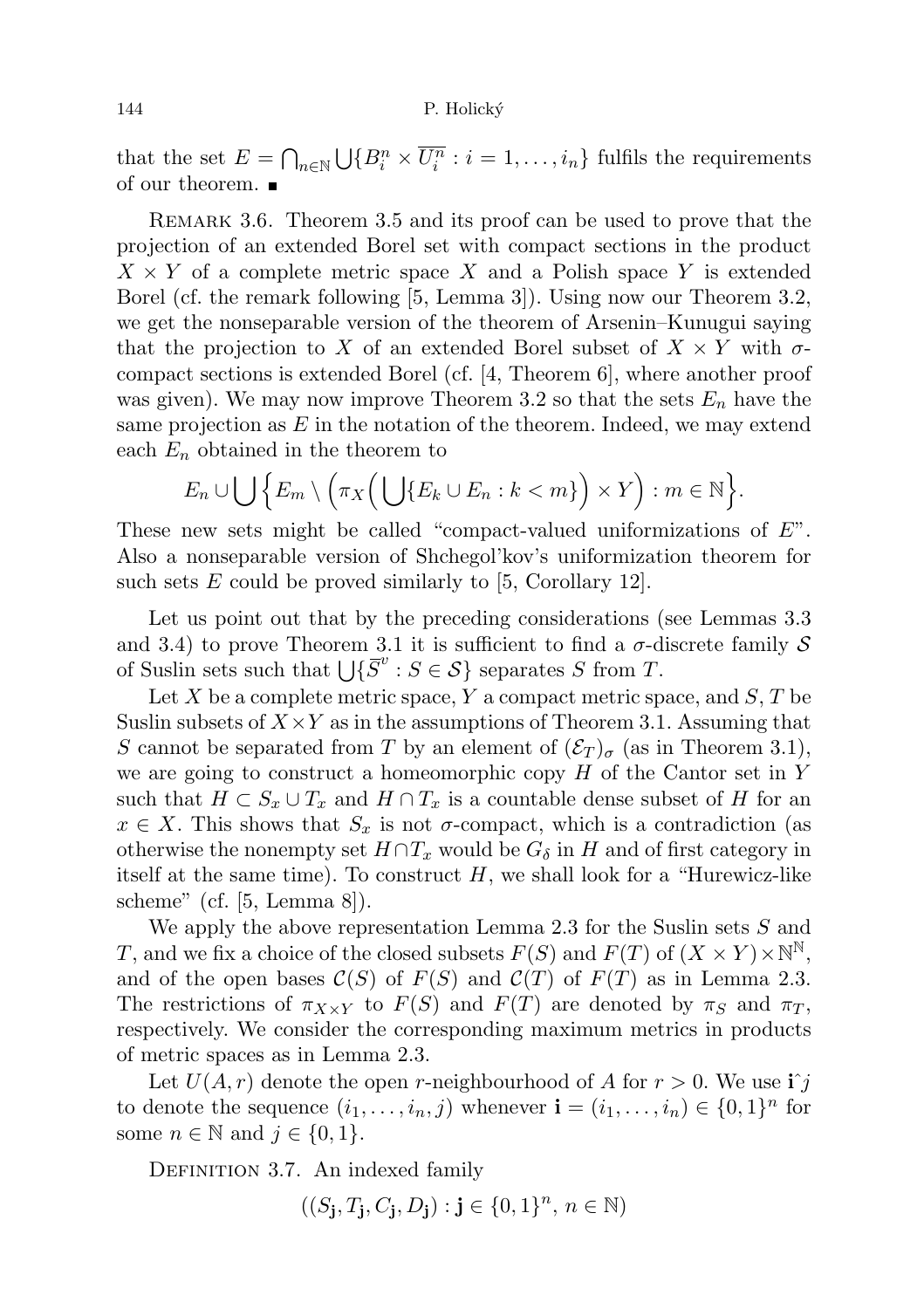that the set $E = \bigcap_{n\in\mathbb{N}} \bigcup\{B_i^n \times \overline{U_i^n} : i = 1, \ldots, i_n\}$ fulfils the requirements of our theorem. ∎

Remark 3.6. Theorem 3.5 and its proof can be used to prove that the projection of an extended Borel set with compact sections in the product $X \times Y$ of a complete metric space $X$ and a Polish space $Y$ is extended Borel (cf. the remark following [5, Lemma 3]). Using now our Theorem 3.2, we get the nonseparable version of the theorem of Arsenin–Kunugui saying that the projection to $X$ of an extended Borel subset of $X \times Y$ with $\sigma$-compact sections is extended Borel (cf. [4, Theorem 6], where another proof was given). We may now improve Theorem 3.2 so that the sets $E_n$ have the same projection as $E$ in the notation of the theorem. Indeed, we may extend each $E_n$ obtained in the theorem to

$$E_n \cup \bigcup \Big\{ E_m \setminus \Big( \pi_X \Big( \bigcup \{ E_k \cup E_n : k < m \} \Big) \times Y \Big) : m \in \mathbb{N} \Big\}.$$

These new sets might be called "compact-valued uniformizations of $E$". Also a nonseparable version of Shchegol'kov's uniformization theorem for such sets $E$ could be proved similarly to [5, Corollary 12].

Let us point out that by the preceding considerations (see Lemmas 3.3 and 3.4) to prove Theorem 3.1 it is sufficient to find a $\sigma$-discrete family $\mathcal{S}$ of Suslin sets such that $\bigcup\{\overline{S}^v : S \in \mathcal{S}\}$ separates $S$ from $T$.

Let $X$ be a complete metric space, $Y$ a compact metric space, and $S, T$ be Suslin subsets of $X \times Y$ as in the assumptions of Theorem 3.1. Assuming that $S$ cannot be separated from $T$ by an element of $(\mathcal{E}_T)_\sigma$ (as in Theorem 3.1), we are going to construct a homeomorphic copy $H$ of the Cantor set in $Y$ such that $H \subset S_x \cup T_x$ and $H \cap T_x$ is a countable dense subset of $H$ for an $x \in X$. This shows that $S_x$ is not $\sigma$-compact, which is a contradiction (as otherwise the nonempty set $H \cap T_x$ would be $G_\delta$ in $H$ and of first category in itself at the same time). To construct $H$, we shall look for a "Hurewicz-like scheme" (cf. [5, Lemma 8]).

We apply the above representation Lemma 2.3 for the Suslin sets $S$ and $T$, and we fix a choice of the closed subsets $F(S)$ and $F(T)$ of $(X \times Y) \times \mathbb{N}^{\mathbb{N}}$, and of the open bases $\mathcal{C}(S)$ of $F(S)$ and $\mathcal{C}(T)$ of $F(T)$ as in Lemma 2.3. The restrictions of $\pi_{X\times Y}$ to $F(S)$ and $F(T)$ are denoted by $\pi_S$ and $\pi_T$, respectively. We consider the corresponding maximum metrics in products of metric spaces as in Lemma 2.3.

Let $U(A, r)$ denote the open $r$-neighbourhood of $A$ for $r > 0$. We use $\mathbf{i}\hat{\ }j$ to denote the sequence $(i_1, \ldots, i_n, j)$ whenever $\mathbf{i} = (i_1, \ldots, i_n) \in \{0,1\}^n$ for some $n \in \mathbb{N}$ and $j \in \{0, 1\}$.

Definition 3.7. An indexed family

$$((S_{\mathbf{j}}, T_{\mathbf{j}}, C_{\mathbf{j}}, D_{\mathbf{j}}) : \mathbf{j} \in \{0,1\}^n,\ n \in \mathbb{N})$$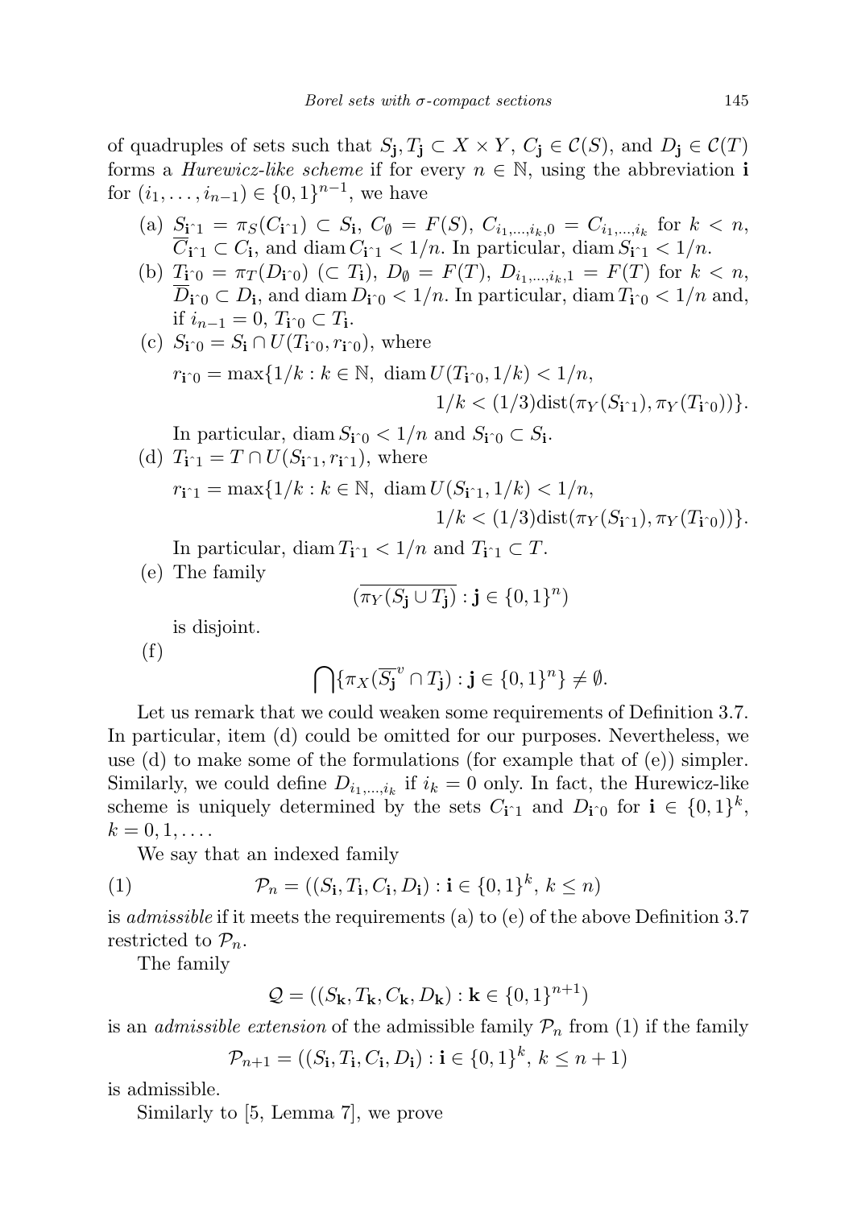of quadruples of sets such that $S_{\mathbf{j}}, T_{\mathbf{j}} \subset X \times Y$, $C_{\mathbf{j}} \in \mathcal{C}(S)$, and $D_{\mathbf{j}} \in \mathcal{C}(T)$ forms a *Hurewicz-like scheme* if for every $n \in \mathbb{N}$, using the abbreviation $\mathbf{i}$ for $(i_1, \ldots, i_{n-1}) \in \{0,1\}^{n-1}$, we have

(a) $S_{\mathbf{i}\hat{}1} = \pi_S(C_{\mathbf{i}\hat{}1}) \subset S_{\mathbf{i}}$, $C_{\emptyset} = F(S)$, $C_{i_1,\ldots,i_k,0} = C_{i_1,\ldots,i_k}$ for $k < n$, $\overline{C}_{\mathbf{i}\hat{}1} \subset C_{\mathbf{i}}$, and $\operatorname{diam} C_{\mathbf{i}\hat{}1} < 1/n$. In particular, $\operatorname{diam} S_{\mathbf{i}\hat{}1} < 1/n$.

(b) $T_{\mathbf{i}\hat{}0} = \pi_T(D_{\mathbf{i}\hat{}0})$ $(\subset T_{\mathbf{i}})$, $D_{\emptyset} = F(T)$, $D_{i_1,\ldots,i_k,1} = F(T)$ for $k < n$, $\overline{D}_{\mathbf{i}\hat{}0} \subset D_{\mathbf{i}}$, and $\operatorname{diam} D_{\mathbf{i}\hat{}0} < 1/n$. In particular, $\operatorname{diam} T_{\mathbf{i}\hat{}0} < 1/n$ and, if $i_{n-1} = 0$, $T_{\mathbf{i}\hat{}0} \subset T_{\mathbf{i}}$.

(c) $S_{\mathbf{i}\hat{}0} = S_{\mathbf{i}} \cap U(T_{\mathbf{i}\hat{}0}, r_{\mathbf{i}\hat{}0})$, where
$$r_{\mathbf{i}\hat{}0} = \max\{1/k : k \in \mathbb{N},\ \operatorname{diam} U(T_{\mathbf{i}\hat{}0}, 1/k) < 1/n,\ 1/k < (1/3)\operatorname{dist}(\pi_Y(S_{\mathbf{i}\hat{}1}), \pi_Y(T_{\mathbf{i}\hat{}0}))\}.$$
In particular, $\operatorname{diam} S_{\mathbf{i}\hat{}0} < 1/n$ and $S_{\mathbf{i}\hat{}0} \subset S_{\mathbf{i}}$.

(d) $T_{\mathbf{i}\hat{}1} = T \cap U(S_{\mathbf{i}\hat{}1}, r_{\mathbf{i}\hat{}1})$, where
$$r_{\mathbf{i}\hat{}1} = \max\{1/k : k \in \mathbb{N},\ \operatorname{diam} U(S_{\mathbf{i}\hat{}1}, 1/k) < 1/n,\ 1/k < (1/3)\operatorname{dist}(\pi_Y(S_{\mathbf{i}\hat{}1}), \pi_Y(T_{\mathbf{i}\hat{}0}))\}.$$
In particular, $\operatorname{diam} T_{\mathbf{i}\hat{}1} < 1/n$ and $T_{\mathbf{i}\hat{}1} \subset T$.

(e) The family
$$(\overline{\pi_Y(S_{\mathbf{j}} \cup T_{\mathbf{j}})} : \mathbf{j} \in \{0,1\}^n)$$
is disjoint.

(f)
$$\bigcap\{\pi_X(\overline{S_{\mathbf{j}}}^v \cap T_{\mathbf{j}}) : \mathbf{j} \in \{0,1\}^n\} \neq \emptyset.$$

Let us remark that we could weaken some requirements of Definition 3.7. In particular, item (d) could be omitted for our purposes. Nevertheless, we use (d) to make some of the formulations (for example that of (e)) simpler. Similarly, we could define $D_{i_1,\ldots,i_k}$ if $i_k = 0$ only. In fact, the Hurewicz-like scheme is uniquely determined by the sets $C_{\mathbf{i}\hat{}1}$ and $D_{\mathbf{i}\hat{}0}$ for $\mathbf{i} \in \{0,1\}^k$, $k = 0, 1, \ldots$.

We say that an indexed family

$$\mathcal{P}_n = ((S_{\mathbf{i}}, T_{\mathbf{i}}, C_{\mathbf{i}}, D_{\mathbf{i}}) : \mathbf{i} \in \{0,1\}^k,\ k \le n) \tag{1}$$

is *admissible* if it meets the requirements (a) to (e) of the above Definition 3.7 restricted to $\mathcal{P}_n$.

The family
$$\mathcal{Q} = ((S_{\mathbf{k}}, T_{\mathbf{k}}, C_{\mathbf{k}}, D_{\mathbf{k}}) : \mathbf{k} \in \{0,1\}^{n+1})$$
is an *admissible extension* of the admissible family $\mathcal{P}_n$ from (1) if the family
$$\mathcal{P}_{n+1} = ((S_{\mathbf{i}}, T_{\mathbf{i}}, C_{\mathbf{i}}, D_{\mathbf{i}}) : \mathbf{i} \in \{0,1\}^k,\ k \le n+1)$$
is admissible.

Similarly to [5, Lemma 7], we prove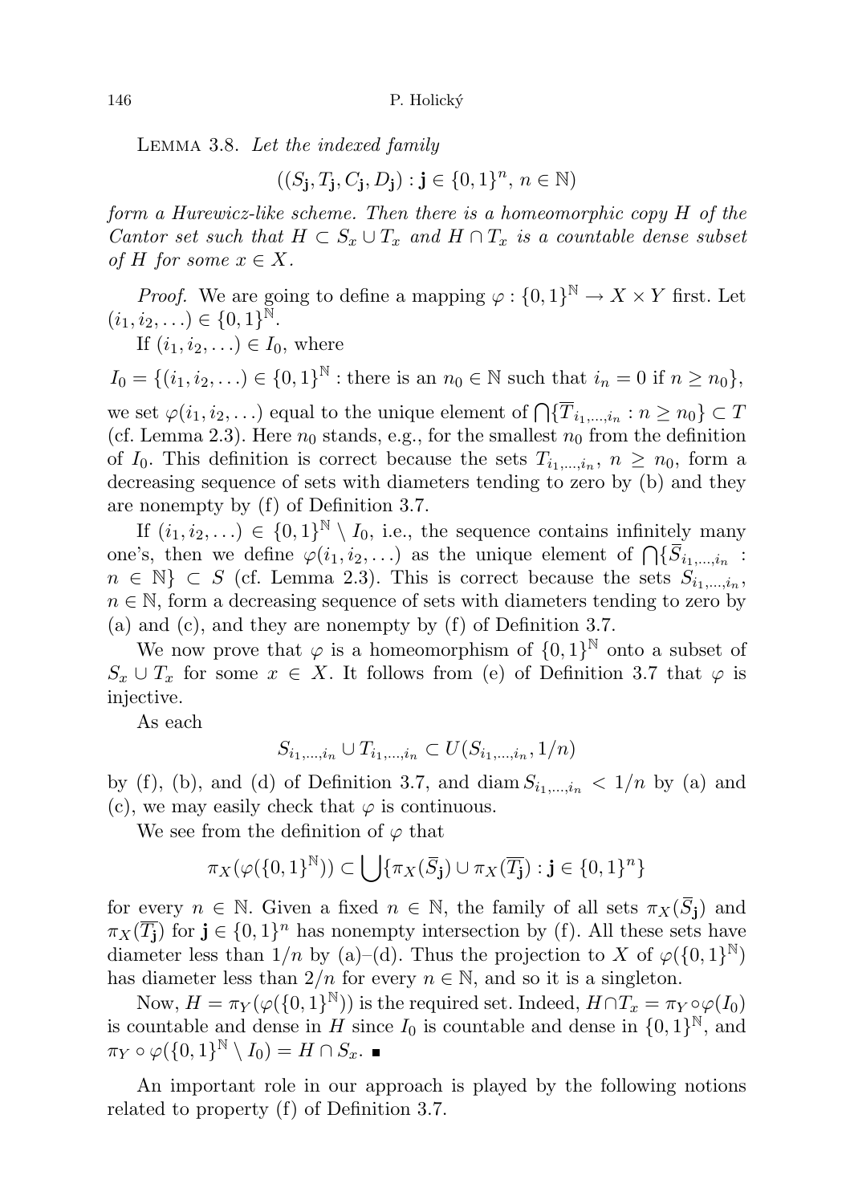LEMMA 3.8. *Let the indexed family*

$$((S_{\mathbf{j}}, T_{\mathbf{j}}, C_{\mathbf{j}}, D_{\mathbf{j}}) : \mathbf{j} \in \{0,1\}^n,\ n \in \mathbb{N})$$

*form a Hurewicz-like scheme. Then there is a homeomorphic copy $H$ of the Cantor set such that $H \subset S_x \cup T_x$ and $H \cap T_x$ is a countable dense subset of $H$ for some $x \in X$.*

*Proof.* We are going to define a mapping $\varphi : \{0,1\}^{\mathbb{N}} \to X \times Y$ first. Let $(i_1, i_2, \ldots) \in \{0,1\}^{\mathbb{N}}$.

If $(i_1, i_2, \ldots) \in I_0$, where

$$I_0 = \{(i_1, i_2, \ldots) \in \{0,1\}^{\mathbb{N}} : \text{there is an } n_0 \in \mathbb{N} \text{ such that } i_n = 0 \text{ if } n \geq n_0\},$$

we set $\varphi(i_1, i_2, \ldots)$ equal to the unique element of $\bigcap\{\overline{T}_{i_1,\ldots,i_n} : n \geq n_0\} \subset T$ (cf. Lemma 2.3). Here $n_0$ stands, e.g., for the smallest $n_0$ from the definition of $I_0$. This definition is correct because the sets $T_{i_1,\ldots,i_n}$, $n \geq n_0$, form a decreasing sequence of sets with diameters tending to zero by (b) and they are nonempty by (f) of Definition 3.7.

If $(i_1, i_2, \ldots) \in \{0,1\}^{\mathbb{N}} \setminus I_0$, i.e., the sequence contains infinitely many one's, then we define $\varphi(i_1, i_2, \ldots)$ as the unique element of $\bigcap\{\overline{S}_{i_1,\ldots,i_n} : n \in \mathbb{N}\} \subset S$ (cf. Lemma 2.3). This is correct because the sets $S_{i_1,\ldots,i_n}$, $n \in \mathbb{N}$, form a decreasing sequence of sets with diameters tending to zero by (a) and (c), and they are nonempty by (f) of Definition 3.7.

We now prove that $\varphi$ is a homeomorphism of $\{0,1\}^{\mathbb{N}}$ onto a subset of $S_x \cup T_x$ for some $x \in X$. It follows from (e) of Definition 3.7 that $\varphi$ is injective.

As each

$$S_{i_1,\ldots,i_n} \cup T_{i_1,\ldots,i_n} \subset U(S_{i_1,\ldots,i_n}, 1/n)$$

by (f), (b), and (d) of Definition 3.7, and $\operatorname{diam} S_{i_1,\ldots,i_n} < 1/n$ by (a) and (c), we may easily check that $\varphi$ is continuous.

We see from the definition of $\varphi$ that

$$\pi_X(\varphi(\{0,1\}^{\mathbb{N}})) \subset \bigcup\{\pi_X(\overline{S}_{\mathbf{j}}) \cup \pi_X(\overline{T_{\mathbf{j}}}) : \mathbf{j} \in \{0,1\}^n\}$$

for every $n \in \mathbb{N}$. Given a fixed $n \in \mathbb{N}$, the family of all sets $\pi_X(\overline{S}_{\mathbf{j}})$ and $\pi_X(\overline{T_{\mathbf{j}}})$ for $\mathbf{j} \in \{0,1\}^n$ has nonempty intersection by (f). All these sets have diameter less than $1/n$ by (a)–(d). Thus the projection to $X$ of $\varphi(\{0,1\}^{\mathbb{N}})$ has diameter less than $2/n$ for every $n \in \mathbb{N}$, and so it is a singleton.

Now, $H = \pi_Y(\varphi(\{0,1\}^{\mathbb{N}}))$ is the required set. Indeed, $H \cap T_x = \pi_Y \circ \varphi(I_0)$ is countable and dense in $H$ since $I_0$ is countable and dense in $\{0,1\}^{\mathbb{N}}$, and $\pi_Y \circ \varphi(\{0,1\}^{\mathbb{N}} \setminus I_0) = H \cap S_x$. ∎

An important role in our approach is played by the following notions related to property (f) of Definition 3.7.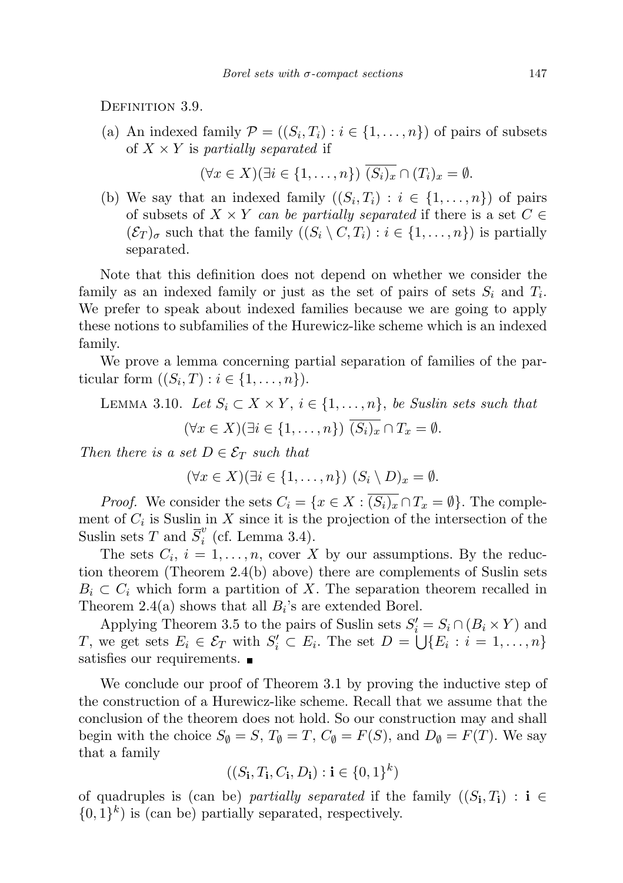DEFINITION 3.9.

(a) An indexed family $\mathcal{P} = ((S_i, T_i) : i \in \{1, \dots, n\})$ of pairs of subsets of $X \times Y$ is *partially separated* if

$$(\forall x \in X)(\exists i \in \{1, \dots, n\})\ \overline{(S_i)_x} \cap (T_i)_x = \emptyset.$$

(b) We say that an indexed family $((S_i, T_i) : i \in \{1, \dots, n\})$ of pairs of subsets of $X \times Y$ *can be partially separated* if there is a set $C \in (\mathcal{E}_T)_\sigma$ such that the family $((S_i \setminus C, T_i) : i \in \{1, \dots, n\})$ is partially separated.

Note that this definition does not depend on whether we consider the family as an indexed family or just as the set of pairs of sets $S_i$ and $T_i$. We prefer to speak about indexed families because we are going to apply these notions to subfamilies of the Hurewicz-like scheme which is an indexed family.

We prove a lemma concerning partial separation of families of the particular form $((S_i, T) : i \in \{1, \dots, n\})$.

LEMMA 3.10. *Let $S_i \subset X \times Y$, $i \in \{1, \dots, n\}$, be Suslin sets such that*

$$(\forall x \in X)(\exists i \in \{1, \dots, n\})\ \overline{(S_i)_x} \cap T_x = \emptyset.$$

*Then there is a set $D \in \mathcal{E}_T$ such that*

$$(\forall x \in X)(\exists i \in \{1, \dots, n\})\ (S_i \setminus D)_x = \emptyset.$$

*Proof.* We consider the sets $C_i = \{x \in X : \overline{(S_i)_x} \cap T_x = \emptyset\}$. The complement of $C_i$ is Suslin in $X$ since it is the projection of the intersection of the Suslin sets $T$ and $\overline{S}_i^v$ (cf. Lemma 3.4).

The sets $C_i$, $i = 1, \dots, n$, cover $X$ by our assumptions. By the reduction theorem (Theorem 2.4(b) above) there are complements of Suslin sets $B_i \subset C_i$ which form a partition of $X$. The separation theorem recalled in Theorem 2.4(a) shows that all $B_i$'s are extended Borel.

Applying Theorem 3.5 to the pairs of Suslin sets $S_i' = S_i \cap (B_i \times Y)$ and $T$, we get sets $E_i \in \mathcal{E}_T$ with $S_i' \subset E_i$. The set $D = \bigcup\{E_i : i = 1, \dots, n\}$ satisfies our requirements. ∎

We conclude our proof of Theorem 3.1 by proving the inductive step of the construction of a Hurewicz-like scheme. Recall that we assume that the conclusion of the theorem does not hold. So our construction may and shall begin with the choice $S_\emptyset = S$, $T_\emptyset = T$, $C_\emptyset = F(S)$, and $D_\emptyset = F(T)$. We say that a family

$$((S_{\mathbf{i}}, T_{\mathbf{i}}, C_{\mathbf{i}}, D_{\mathbf{i}}) : \mathbf{i} \in \{0,1\}^k)$$

of quadruples is (can be) *partially separated* if the family $((S_{\mathbf{i}}, T_{\mathbf{i}}) : \mathbf{i} \in \{0,1\}^k)$ is (can be) partially separated, respectively.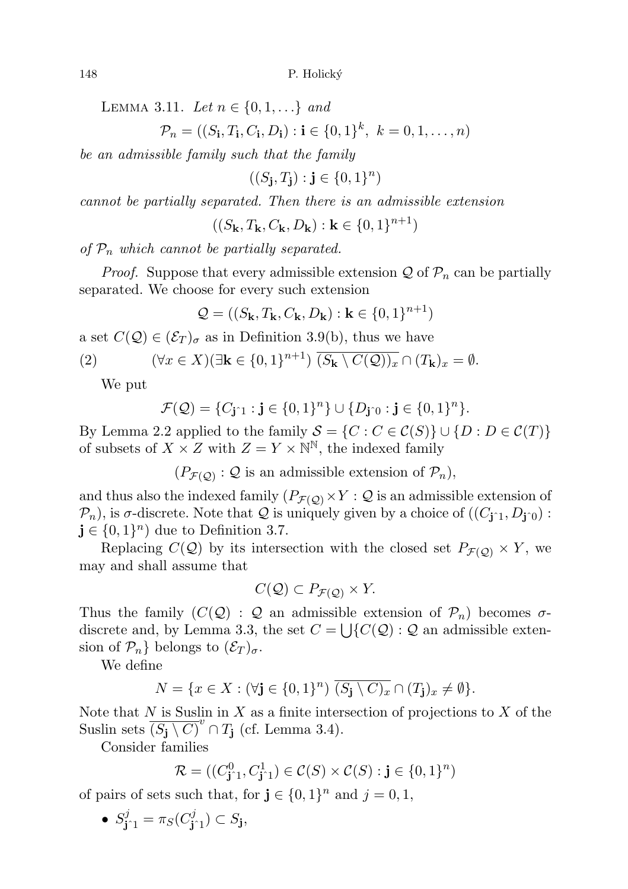LEMMA 3.11. *Let $n \in \{0, 1, \ldots\}$ and*

$$\mathcal{P}_n = ((S_{\mathbf{i}}, T_{\mathbf{i}}, C_{\mathbf{i}}, D_{\mathbf{i}}) : \mathbf{i} \in \{0,1\}^k,\ k = 0, 1, \ldots, n)$$

*be an admissible family such that the family*

$$((S_{\mathbf{j}}, T_{\mathbf{j}}) : \mathbf{j} \in \{0,1\}^n)$$

*cannot be partially separated. Then there is an admissible extension*

$$((S_{\mathbf{k}}, T_{\mathbf{k}}, C_{\mathbf{k}}, D_{\mathbf{k}}) : \mathbf{k} \in \{0,1\}^{n+1})$$

*of $\mathcal{P}_n$ which cannot be partially separated.*

*Proof.* Suppose that every admissible extension $\mathcal{Q}$ of $\mathcal{P}_n$ can be partially separated. We choose for every such extension

$$\mathcal{Q} = ((S_{\mathbf{k}}, T_{\mathbf{k}}, C_{\mathbf{k}}, D_{\mathbf{k}}) : \mathbf{k} \in \{0,1\}^{n+1})$$

a set $C(\mathcal{Q}) \in (\mathcal{E}_T)_\sigma$ as in Definition 3.9(b), thus we have

$$(2) \qquad (\forall x \in X)(\exists \mathbf{k} \in \{0,1\}^{n+1})\ \overline{(S_{\mathbf{k}} \setminus C(\mathcal{Q}))_x} \cap (T_{\mathbf{k}})_x = \emptyset.$$

We put

$$\mathcal{F}(\mathcal{Q}) = \{C_{\mathbf{j}\hat{\ }1} : \mathbf{j} \in \{0,1\}^n\} \cup \{D_{\mathbf{j}\hat{\ }0} : \mathbf{j} \in \{0,1\}^n\}.$$

By Lemma 2.2 applied to the family $\mathcal{S} = \{C : C \in \mathcal{C}(S)\} \cup \{D : D \in \mathcal{C}(T)\}$ of subsets of $X \times Z$ with $Z = Y \times \mathbb{N}^{\mathbb{N}}$, the indexed family

$$(P_{\mathcal{F}(\mathcal{Q})} : \mathcal{Q} \text{ is an admissible extension of } \mathcal{P}_n),$$

and thus also the indexed family $(P_{\mathcal{F}(\mathcal{Q})} \times Y : \mathcal{Q}$ is an admissible extension of $\mathcal{P}_n)$, is $\sigma$-discrete. Note that $\mathcal{Q}$ is uniquely given by a choice of $((C_{\mathbf{j}\hat{\ }1}, D_{\mathbf{j}\hat{\ }0}) : \mathbf{j} \in \{0,1\}^n)$ due to Definition 3.7.

Replacing $C(\mathcal{Q})$ by its intersection with the closed set $P_{\mathcal{F}(\mathcal{Q})} \times Y$, we may and shall assume that

$$C(\mathcal{Q}) \subset P_{\mathcal{F}(\mathcal{Q})} \times Y.$$

Thus the family $(C(\mathcal{Q}) : \mathcal{Q}$ an admissible extension of $\mathcal{P}_n)$ becomes $\sigma$-discrete and, by Lemma 3.3, the set $C = \bigcup\{C(\mathcal{Q}) : \mathcal{Q}$ an admissible extension of $\mathcal{P}_n\}$ belongs to $(\mathcal{E}_T)_\sigma$.

We define

$$N = \{x \in X : (\forall \mathbf{j} \in \{0,1\}^n)\ \overline{(S_{\mathbf{j}} \setminus C)_x} \cap (T_{\mathbf{j}})_x \neq \emptyset\}.$$

Note that $N$ is Suslin in $X$ as a finite intersection of projections to $X$ of the Suslin sets $\overline{(S_{\mathbf{j}} \setminus C)}^v \cap T_{\mathbf{j}}$ (cf. Lemma 3.4).

Consider families

$$\mathcal{R} = ((C^0_{\mathbf{j}\hat{\ }1}, C^1_{\mathbf{j}\hat{\ }1}) \in \mathcal{C}(S) \times \mathcal{C}(S) : \mathbf{j} \in \{0,1\}^n)$$

of pairs of sets such that, for $\mathbf{j} \in \{0,1\}^n$ and $j = 0, 1$,

- $S^j_{\mathbf{j}\hat{\ }1} = \pi_S(C^j_{\mathbf{j}\hat{\ }1}) \subset S_{\mathbf{j}}$,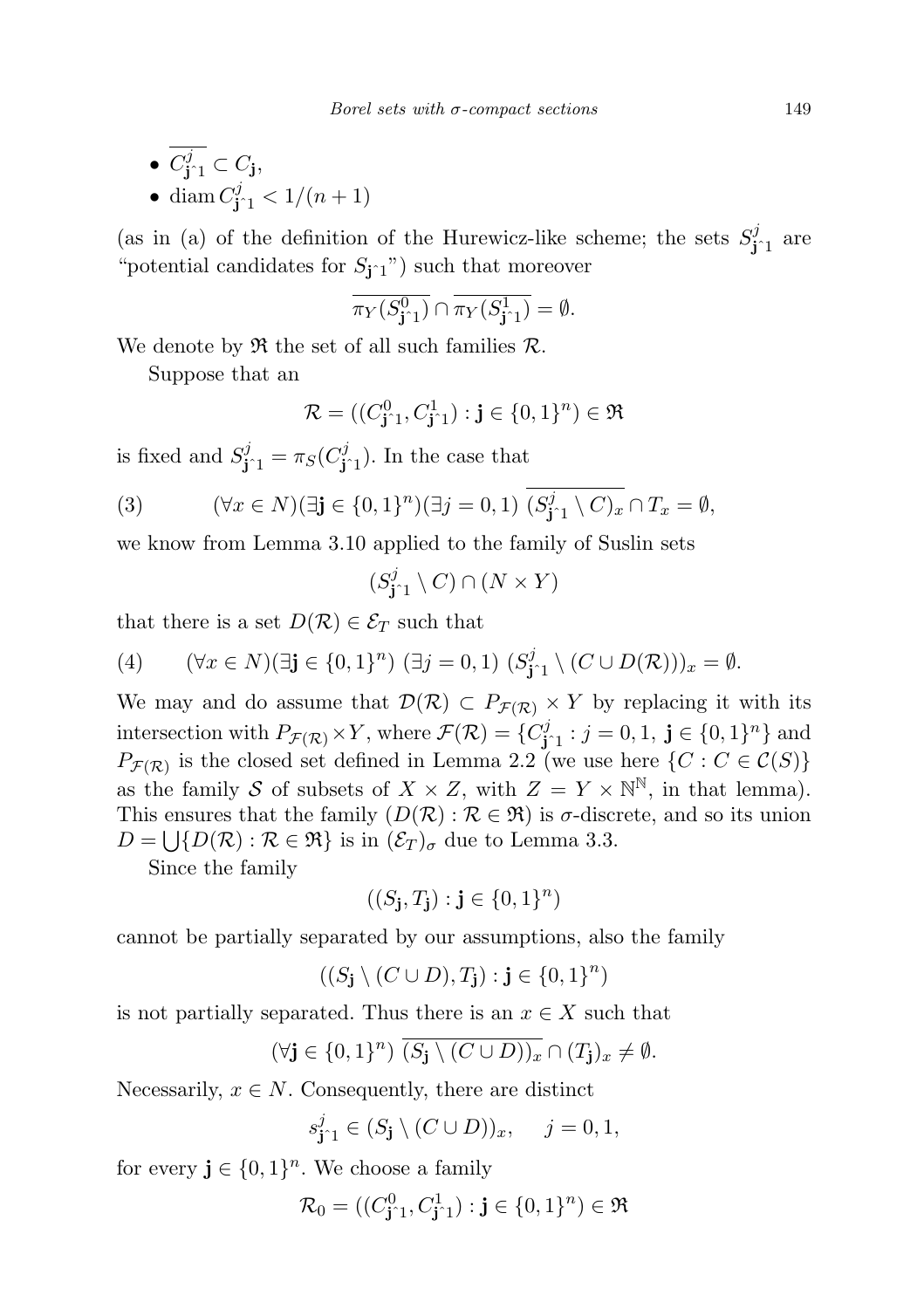- $\overline{C^j_{\mathbf{j}\hat{}1}} \subset C_{\mathbf{j}}$,
- $\operatorname{diam} C^j_{\mathbf{j}\hat{}1} < 1/(n+1)$

(as in (a) of the definition of the Hurewicz-like scheme; the sets $S^j_{\mathbf{j}\hat{}1}$ are "potential candidates for $S_{\mathbf{j}\hat{}1}$") such that moreover

$$\overline{\pi_Y(S^0_{\mathbf{j}\hat{}1})} \cap \overline{\pi_Y(S^1_{\mathbf{j}\hat{}1})} = \emptyset.$$

We denote by $\mathfrak{R}$ the set of all such families $\mathcal{R}$.

Suppose that an

$$\mathcal{R} = ((C^0_{\mathbf{j}\hat{}1}, C^1_{\mathbf{j}\hat{}1}) : \mathbf{j} \in \{0,1\}^n) \in \mathfrak{R}$$

is fixed and $S^j_{\mathbf{j}\hat{}1} = \pi_S(C^j_{\mathbf{j}\hat{}1})$. In the case that

$$(\forall x \in N)(\exists \mathbf{j} \in \{0,1\}^n)(\exists j = 0,1)\ \overline{(S^j_{\mathbf{j}\hat{}1} \setminus C)_x} \cap T_x = \emptyset, \tag{3}$$

we know from Lemma 3.10 applied to the family of Suslin sets

$$(S^j_{\mathbf{j}\hat{}1} \setminus C) \cap (N \times Y)$$

that there is a set $D(\mathcal{R}) \in \mathcal{E}_T$ such that

$$(\forall x \in N)(\exists \mathbf{j} \in \{0,1\}^n)\ (\exists j = 0,1)\ (S^j_{\mathbf{j}\hat{}1} \setminus (C \cup D(\mathcal{R})))_x = \emptyset. \tag{4}$$

We may and do assume that $\mathcal{D}(\mathcal{R}) \subset P_{\mathcal{F}(\mathcal{R})} \times Y$ by replacing it with its intersection with $P_{\mathcal{F}(\mathcal{R})} \times Y$, where $\mathcal{F}(\mathcal{R}) = \{C^j_{\mathbf{j}\hat{}1} : j = 0,1,\ \mathbf{j} \in \{0,1\}^n\}$ and $P_{\mathcal{F}(\mathcal{R})}$ is the closed set defined in Lemma 2.2 (we use here $\{C : C \in \mathcal{C}(S)\}$ as the family $\mathcal{S}$ of subsets of $X \times Z$, with $Z = Y \times \mathbb{N}^{\mathbb{N}}$, in that lemma). This ensures that the family $(D(\mathcal{R}) : \mathcal{R} \in \mathfrak{R})$ is $\sigma$-discrete, and so its union $D = \bigcup\{D(\mathcal{R}) : \mathcal{R} \in \mathfrak{R}\}$ is in $(\mathcal{E}_T)_\sigma$ due to Lemma 3.3.

Since the family

$$((S_{\mathbf{j}}, T_{\mathbf{j}}) : \mathbf{j} \in \{0,1\}^n)$$

cannot be partially separated by our assumptions, also the family

$$((S_{\mathbf{j}} \setminus (C \cup D), T_{\mathbf{j}}) : \mathbf{j} \in \{0,1\}^n)$$

is not partially separated. Thus there is an $x \in X$ such that

$$(\forall \mathbf{j} \in \{0,1\}^n)\ \overline{(S_{\mathbf{j}} \setminus (C \cup D))_x} \cap (T_{\mathbf{j}})_x \neq \emptyset.$$

Necessarily, $x \in N$. Consequently, there are distinct

$$s^j_{\mathbf{j}\hat{}1} \in (S_{\mathbf{j}} \setminus (C \cup D))_x, \quad j = 0,1,$$

for every $\mathbf{j} \in \{0,1\}^n$. We choose a family

$$\mathcal{R}_0 = ((C^0_{\mathbf{j}\hat{}1}, C^1_{\mathbf{j}\hat{}1}) : \mathbf{j} \in \{0,1\}^n) \in \mathfrak{R}$$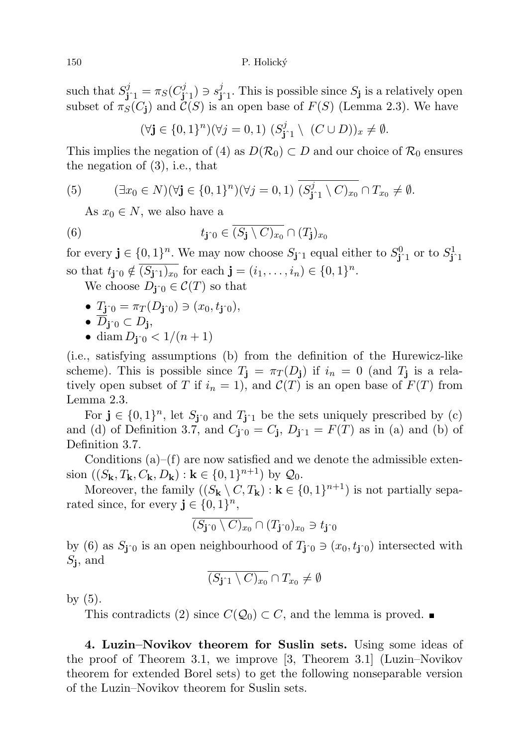such that $S^j_{\mathbf{j}\hat{}1} = \pi_S(C^j_{\mathbf{j}\hat{}1}) \ni s^j_{\mathbf{j}\hat{}1}$. This is possible since $S_{\mathbf{j}}$ is a relatively open subset of $\pi_S(C_{\mathbf{j}})$ and $\mathcal{C}(S)$ is an open base of $F(S)$ (Lemma 2.3). We have

$$(\forall \mathbf{j} \in \{0,1\}^n)(\forall j = 0,1)\ (S^j_{\mathbf{j}\hat{}1} \setminus\ (C \cup D))_x \neq \emptyset.$$

This implies the negation of (4) as $D(\mathcal{R}_0) \subset D$ and our choice of $\mathcal{R}_0$ ensures the negation of (3), i.e., that

$$(5)\qquad (\exists x_0 \in N)(\forall \mathbf{j} \in \{0,1\}^n)(\forall j = 0,1)\ \overline{(S^j_{\mathbf{j}\hat{}1} \setminus C)_{x_0}} \cap T_{x_0} \neq \emptyset.$$

As $x_0 \in N$, we also have a

$$(6)\qquad t_{\mathbf{j}\hat{}0} \in \overline{(S_{\mathbf{j}} \setminus C)_{x_0}} \cap (T_{\mathbf{j}})_{x_0}$$

for every $\mathbf{j} \in \{0,1\}^n$. We may now choose $S_{\mathbf{j}\hat{}1}$ equal either to $S^0_{\mathbf{j}\hat{}1}$ or to $S^1_{\mathbf{j}\hat{}1}$ so that $t_{\mathbf{j}\hat{}0} \notin \overline{(S_{\mathbf{j}\hat{}1})_{x_0}}$ for each $\mathbf{j} = (i_1, \ldots, i_n) \in \{0,1\}^n$.

We choose $D_{\mathbf{j}\hat{}0} \in \mathcal{C}(T)$ so that

- $T_{\mathbf{j}\hat{}0} = \pi_T(D_{\mathbf{j}\hat{}0}) \ni (x_0, t_{\mathbf{j}\hat{}0})$,
- $\overline{D}_{\mathbf{j}\hat{}0} \subset D_{\mathbf{j}}$,
- $\operatorname{diam} D_{\mathbf{j}\hat{}0} < 1/(n+1)$

(i.e., satisfying assumptions (b) from the definition of the Hurewicz-like scheme). This is possible since $T_{\mathbf{j}} = \pi_T(D_{\mathbf{j}})$ if $i_n = 0$ (and $T_{\mathbf{j}}$ is a relatively open subset of $T$ if $i_n = 1$), and $\mathcal{C}(T)$ is an open base of $F(T)$ from Lemma 2.3.

For $\mathbf{j} \in \{0,1\}^n$, let $S_{\mathbf{j}\hat{}0}$ and $T_{\mathbf{j}\hat{}1}$ be the sets uniquely prescribed by (c) and (d) of Definition 3.7, and $C_{\mathbf{j}\hat{}0} = C_{\mathbf{j}}$, $D_{\mathbf{j}\hat{}1} = F(T)$ as in (a) and (b) of Definition 3.7.

Conditions (a)–(f) are now satisfied and we denote the admissible extension $((S_{\mathbf{k}}, T_{\mathbf{k}}, C_{\mathbf{k}}, D_{\mathbf{k}}) : \mathbf{k} \in \{0,1\}^{n+1})$ by $\mathcal{Q}_0$.

Moreover, the family $((S_{\mathbf{k}} \setminus C, T_{\mathbf{k}}) : \mathbf{k} \in \{0,1\}^{n+1})$ is not partially separated since, for every $\mathbf{j} \in \{0,1\}^n$,

$$\overline{(S_{\mathbf{j}\hat{}0} \setminus C)_{x_0}} \cap (T_{\mathbf{j}\hat{}0})_{x_0} \ni t_{\mathbf{j}\hat{}0}$$

by (6) as $S_{\mathbf{j}\hat{}0}$ is an open neighbourhood of $T_{\mathbf{j}\hat{}0} \ni (x_0, t_{\mathbf{j}\hat{}0})$ intersected with $S_{\mathbf{j}}$, and

$$\overline{(S_{\mathbf{j}\hat{}1} \setminus C)_{x_0}} \cap T_{x_0} \neq \emptyset$$

by (5).

This contradicts (2) since $C(\mathcal{Q}_0) \subset C$, and the lemma is proved. ■

**4. Luzin–Novikov theorem for Suslin sets.** Using some ideas of the proof of Theorem 3.1, we improve [3, Theorem 3.1] (Luzin–Novikov theorem for extended Borel sets) to get the following nonseparable version of the Luzin–Novikov theorem for Suslin sets.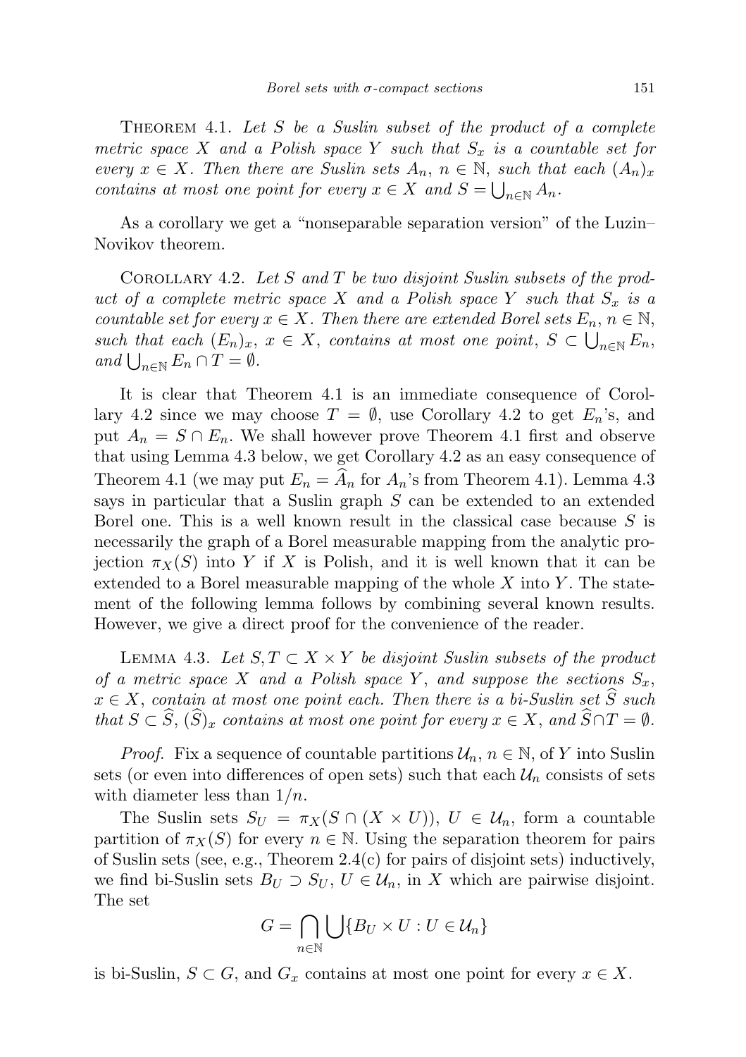Theorem 4.1. *Let $S$ be a Suslin subset of the product of a complete metric space $X$ and a Polish space $Y$ such that $S_x$ is a countable set for every $x \in X$. Then there are Suslin sets $A_n$, $n \in \mathbb{N}$, such that each $(A_n)_x$ contains at most one point for every $x \in X$ and $S = \bigcup_{n\in\mathbb{N}} A_n$.*

As a corollary we get a "nonseparable separation version" of the Luzin–Novikov theorem.

Corollary 4.2. *Let $S$ and $T$ be two disjoint Suslin subsets of the product of a complete metric space $X$ and a Polish space $Y$ such that $S_x$ is a countable set for every $x \in X$. Then there are extended Borel sets $E_n$, $n \in \mathbb{N}$, such that each $(E_n)_x$, $x \in X$, contains at most one point, $S \subset \bigcup_{n\in\mathbb{N}} E_n$, and $\bigcup_{n\in\mathbb{N}} E_n \cap T = \emptyset$.*

It is clear that Theorem 4.1 is an immediate consequence of Corollary 4.2 since we may choose $T = \emptyset$, use Corollary 4.2 to get $E_n$'s, and put $A_n = S \cap E_n$. We shall however prove Theorem 4.1 first and observe that using Lemma 4.3 below, we get Corollary 4.2 as an easy consequence of Theorem 4.1 (we may put $E_n = \widehat{A}_n$ for $A_n$'s from Theorem 4.1). Lemma 4.3 says in particular that a Suslin graph $S$ can be extended to an extended Borel one. This is a well known result in the classical case because $S$ is necessarily the graph of a Borel measurable mapping from the analytic projection $\pi_X(S)$ into $Y$ if $X$ is Polish, and it is well known that it can be extended to a Borel measurable mapping of the whole $X$ into $Y$. The statement of the following lemma follows by combining several known results. However, we give a direct proof for the convenience of the reader.

Lemma 4.3. *Let $S, T \subset X \times Y$ be disjoint Suslin subsets of the product of a metric space $X$ and a Polish space $Y$, and suppose the sections $S_x$, $x \in X$, contain at most one point each. Then there is a bi-Suslin set $\widehat{S}$ such that $S \subset \widehat{S}$, $(\widehat{S})_x$ contains at most one point for every $x \in X$, and $\widehat{S} \cap T = \emptyset$.*

*Proof.* Fix a sequence of countable partitions $\mathcal{U}_n$, $n \in \mathbb{N}$, of $Y$ into Suslin sets (or even into differences of open sets) such that each $\mathcal{U}_n$ consists of sets with diameter less than $1/n$.

The Suslin sets $S_U = \pi_X(S \cap (X \times U))$, $U \in \mathcal{U}_n$, form a countable partition of $\pi_X(S)$ for every $n \in \mathbb{N}$. Using the separation theorem for pairs of Suslin sets (see, e.g., Theorem 2.4(c) for pairs of disjoint sets) inductively, we find bi-Suslin sets $B_U \supset S_U$, $U \in \mathcal{U}_n$, in $X$ which are pairwise disjoint. The set

$$G = \bigcap_{n\in\mathbb{N}} \bigcup \{B_U \times U : U \in \mathcal{U}_n\}$$

is bi-Suslin, $S \subset G$, and $G_x$ contains at most one point for every $x \in X$.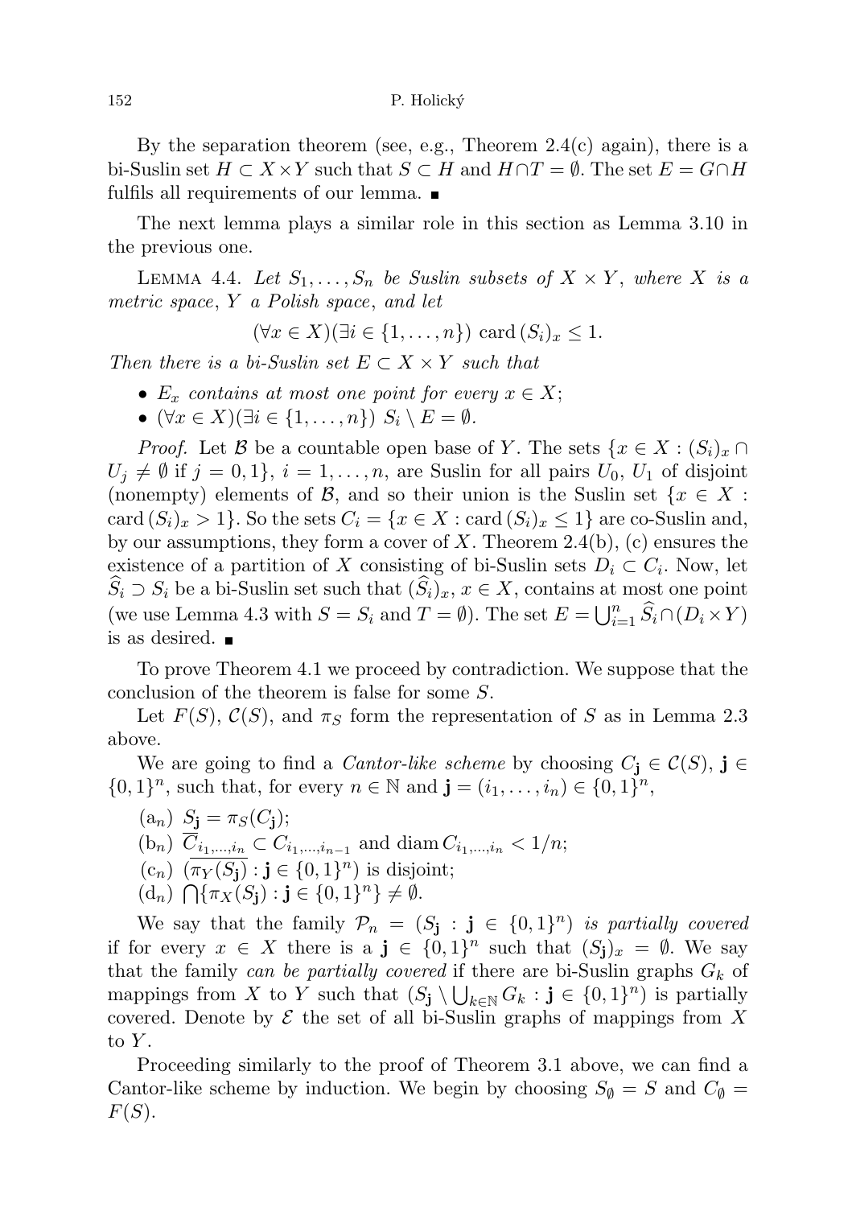By the separation theorem (see, e.g., Theorem 2.4(c) again), there is a bi-Suslin set $H \subset X \times Y$ such that $S \subset H$ and $H \cap T = \emptyset$. The set $E = G \cap H$ fulfils all requirements of our lemma. ∎

The next lemma plays a similar role in this section as Lemma 3.10 in the previous one.

LEMMA 4.4. *Let $S_1, \ldots, S_n$ be Suslin subsets of $X \times Y$, where $X$ is a metric space, $Y$ a Polish space, and let*

$$(\forall x \in X)(\exists i \in \{1, \ldots, n\}) \ \mathrm{card}\,(S_i)_x \leq 1.$$

*Then there is a bi-Suslin set $E \subset X \times Y$ such that*

- *$E_x$ contains at most one point for every $x \in X$;*
- *$(\forall x \in X)(\exists i \in \{1, \ldots, n\}) \ S_i \setminus E = \emptyset$.*

*Proof.* Let $\mathcal{B}$ be a countable open base of $Y$. The sets $\{x \in X : (S_i)_x \cap U_j \neq \emptyset$ if $j = 0, 1\}$, $i = 1, \ldots, n$, are Suslin for all pairs $U_0$, $U_1$ of disjoint (nonempty) elements of $\mathcal{B}$, and so their union is the Suslin set $\{x \in X : \mathrm{card}\,(S_i)_x > 1\}$. So the sets $C_i = \{x \in X : \mathrm{card}\,(S_i)_x \leq 1\}$ are co-Suslin and, by our assumptions, they form a cover of $X$. Theorem 2.4(b), (c) ensures the existence of a partition of $X$ consisting of bi-Suslin sets $D_i \subset C_i$. Now, let $\widehat{S}_i \supset S_i$ be a bi-Suslin set such that $(\widehat{S}_i)_x$, $x \in X$, contains at most one point (we use Lemma 4.3 with $S = S_i$ and $T = \emptyset$). The set $E = \bigcup_{i=1}^n \widehat{S}_i \cap (D_i \times Y)$ is as desired. ∎

To prove Theorem 4.1 we proceed by contradiction. We suppose that the conclusion of the theorem is false for some $S$.

Let $F(S)$, $\mathcal{C}(S)$, and $\pi_S$ form the representation of $S$ as in Lemma 2.3 above.

We are going to find a *Cantor-like scheme* by choosing $C_{\mathbf{j}} \in \mathcal{C}(S)$, $\mathbf{j} \in \{0,1\}^n$, such that, for every $n \in \mathbb{N}$ and $\mathbf{j} = (i_1, \ldots, i_n) \in \{0,1\}^n$,

(a$_n$) $S_{\mathbf{j}} = \pi_S(C_{\mathbf{j}})$;

(b$_n$) $\overline{C}_{i_1,\ldots,i_n} \subset C_{i_1,\ldots,i_{n-1}}$ and $\mathrm{diam}\, C_{i_1,\ldots,i_n} < 1/n$;

(c$_n$) $(\overline{\pi_Y(S_{\mathbf{j}})} : \mathbf{j} \in \{0,1\}^n)$ is disjoint;

(d$_n$) $\bigcap \{\pi_X(S_{\mathbf{j}}) : \mathbf{j} \in \{0,1\}^n\} \neq \emptyset$.

We say that the family $\mathcal{P}_n = (S_{\mathbf{j}} : \mathbf{j} \in \{0,1\}^n)$ *is partially covered* if for every $x \in X$ there is a $\mathbf{j} \in \{0,1\}^n$ such that $(S_{\mathbf{j}})_x = \emptyset$. We say that the family *can be partially covered* if there are bi-Suslin graphs $G_k$ of mappings from $X$ to $Y$ such that $(S_{\mathbf{j}} \setminus \bigcup_{k \in \mathbb{N}} G_k : \mathbf{j} \in \{0,1\}^n)$ is partially covered. Denote by $\mathcal{E}$ the set of all bi-Suslin graphs of mappings from $X$ to $Y$.

Proceeding similarly to the proof of Theorem 3.1 above, we can find a Cantor-like scheme by induction. We begin by choosing $S_{\emptyset} = S$ and $C_{\emptyset} = F(S)$.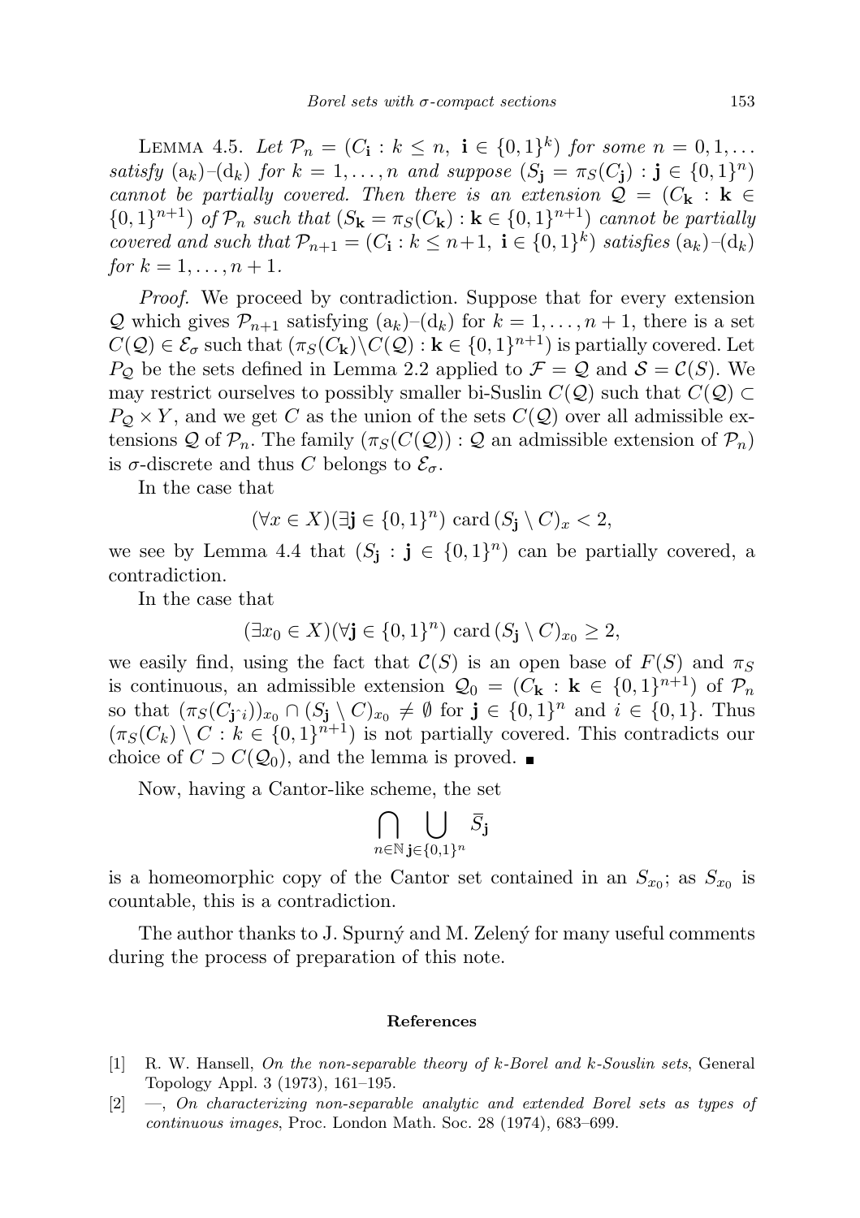LEMMA 4.5. *Let $\mathcal{P}_n = (C_{\mathbf{i}} : k \le n,\ \mathbf{i} \in \{0,1\}^k)$ for some $n = 0, 1, \ldots$ satisfy* $(\mathrm{a}_k)$–$(\mathrm{d}_k)$ *for $k = 1, \ldots, n$ and suppose $(S_{\mathbf{j}} = \pi_S(C_{\mathbf{j}}) : \mathbf{j} \in \{0,1\}^n)$ cannot be partially covered. Then there is an extension $\mathcal{Q} = (C_{\mathbf{k}} : \mathbf{k} \in \{0,1\}^{n+1})$ of $\mathcal{P}_n$ such that $(S_{\mathbf{k}} = \pi_S(C_{\mathbf{k}}) : \mathbf{k} \in \{0,1\}^{n+1})$ cannot be partially covered and such that $\mathcal{P}_{n+1} = (C_{\mathbf{i}} : k \le n+1,\ \mathbf{i} \in \{0,1\}^k)$ satisfies* $(\mathrm{a}_k)$–$(\mathrm{d}_k)$ *for $k = 1, \ldots, n+1$.*

*Proof.* We proceed by contradiction. Suppose that for every extension $\mathcal{Q}$ which gives $\mathcal{P}_{n+1}$ satisfying $(\mathrm{a}_k)$–$(\mathrm{d}_k)$ for $k = 1, \ldots, n+1$, there is a set $C(\mathcal{Q}) \in \mathcal{E}_\sigma$ such that $(\pi_S(C_{\mathbf{k}}) \setminus C(\mathcal{Q}) : \mathbf{k} \in \{0,1\}^{n+1})$ is partially covered. Let $P_{\mathcal{Q}}$ be the sets defined in Lemma 2.2 applied to $\mathcal{F} = \mathcal{Q}$ and $\mathcal{S} = \mathcal{C}(S)$. We may restrict ourselves to possibly smaller bi-Suslin $C(\mathcal{Q})$ such that $C(\mathcal{Q}) \subset P_{\mathcal{Q}} \times Y$, and we get $C$ as the union of the sets $C(\mathcal{Q})$ over all admissible extensions $\mathcal{Q}$ of $\mathcal{P}_n$. The family $(\pi_S(C(\mathcal{Q})) : \mathcal{Q}$ an admissible extension of $\mathcal{P}_n)$ is $\sigma$-discrete and thus $C$ belongs to $\mathcal{E}_\sigma$.

In the case that

$$(\forall x \in X)(\exists \mathbf{j} \in \{0,1\}^n)\ \mathrm{card}\,(S_{\mathbf{j}} \setminus C)_x < 2,$$

we see by Lemma 4.4 that $(S_{\mathbf{j}} : \mathbf{j} \in \{0,1\}^n)$ can be partially covered, a contradiction.

In the case that

$$(\exists x_0 \in X)(\forall \mathbf{j} \in \{0,1\}^n)\ \mathrm{card}\,(S_{\mathbf{j}} \setminus C)_{x_0} \ge 2,$$

we easily find, using the fact that $\mathcal{C}(S)$ is an open base of $F(S)$ and $\pi_S$ is continuous, an admissible extension $\mathcal{Q}_0 = (C_{\mathbf{k}} : \mathbf{k} \in \{0,1\}^{n+1})$ of $\mathcal{P}_n$ so that $(\pi_S(C_{\mathbf{j}\hat{\ }i}))_{x_0} \cap (S_{\mathbf{j}} \setminus C)_{x_0} \neq \emptyset$ for $\mathbf{j} \in \{0,1\}^n$ and $i \in \{0,1\}$. Thus $(\pi_S(C_k) \setminus C : k \in \{0,1\}^{n+1})$ is not partially covered. This contradicts our choice of $C \supset C(\mathcal{Q}_0)$, and the lemma is proved. ■

Now, having a Cantor-like scheme, the set

$$\bigcap_{n \in \mathbb{N}} \bigcup_{\mathbf{j} \in \{0,1\}^n} \bar{S}_{\mathbf{j}}$$

is a homeomorphic copy of the Cantor set contained in an $S_{x_0}$; as $S_{x_0}$ is countable, this is a contradiction.

The author thanks to J. Spurný and M. Zelený for many useful comments during the process of preparation of this note.

## References

[1] R. W. Hansell, *On the non-separable theory of k-Borel and k-Souslin sets*, General Topology Appl. 3 (1973), 161–195.

[2] —, *On characterizing non-separable analytic and extended Borel sets as types of continuous images*, Proc. London Math. Soc. 28 (1974), 683–699.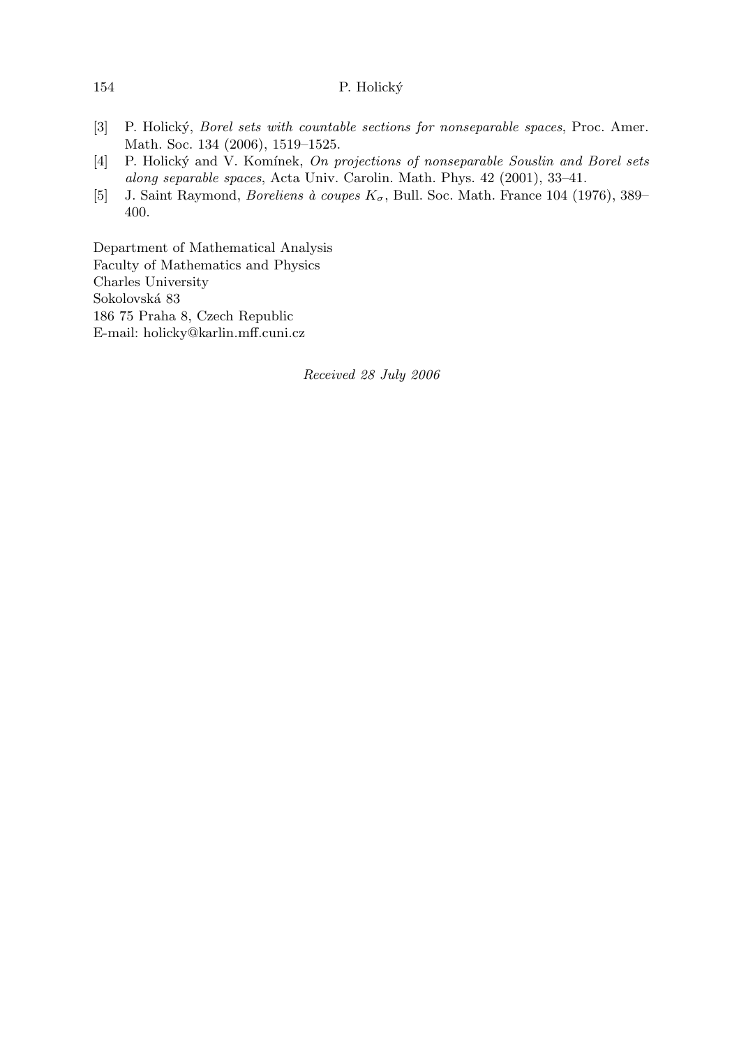[3] P. Holický, *Borel sets with countable sections for nonseparable spaces*, Proc. Amer. Math. Soc. 134 (2006), 1519–1525.

[4] P. Holický and V. Komínek, *On projections of nonseparable Souslin and Borel sets along separable spaces*, Acta Univ. Carolin. Math. Phys. 42 (2001), 33–41.

[5] J. Saint Raymond, *Boreliens à coupes $K_\sigma$*, Bull. Soc. Math. France 104 (1976), 389–400.

Department of Mathematical Analysis
Faculty of Mathematics and Physics
Charles University
Sokolovská 83
186 75 Praha 8, Czech Republic
E-mail: holicky@karlin.mff.cuni.cz

*Received 28 July 2006*